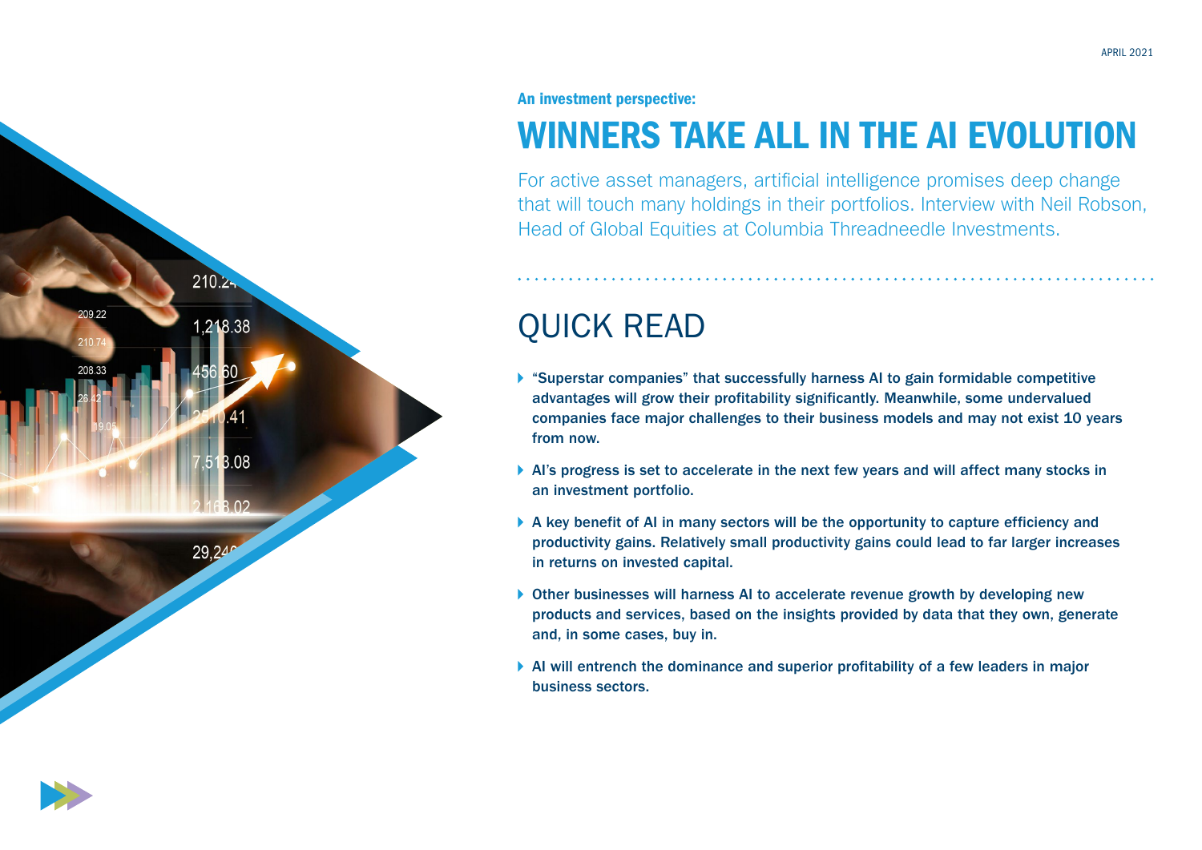APRIL 2021

**An investment perspective:**

# WINNERS TAKE ALL IN THE AI EVOLUTION

For active asset managers, artificial intelligence promises deep change that will touch many holdings in their portfolios. Interview with Neil Robson, Head of Global Equities at Columbia Threadneedle Investments.

## QUICK READ

- **"Superstar companies" that successfully harness AI to gain formidable competitive advantages will grow their profitability significantly. Meanwhile, some undervalued companies face major challenges to their business models and may not exist 10 years from now.**
- **AI's progress is set to accelerate in the next few years and will affect many stocks in an investment portfolio.**
- **A key benefit of AI in many sectors will be the opportunity to capture efficiency and productivity gains. Relatively small productivity gains could lead to far larger increases in returns on invested capital.**
- **Other businesses will harness AI to accelerate revenue growth by developing new products and services, based on the insights provided by data that they own, generate and, in some cases, buy in.**
- **AI will entrench the dominance and superior profitability of a few leaders in major business sectors.**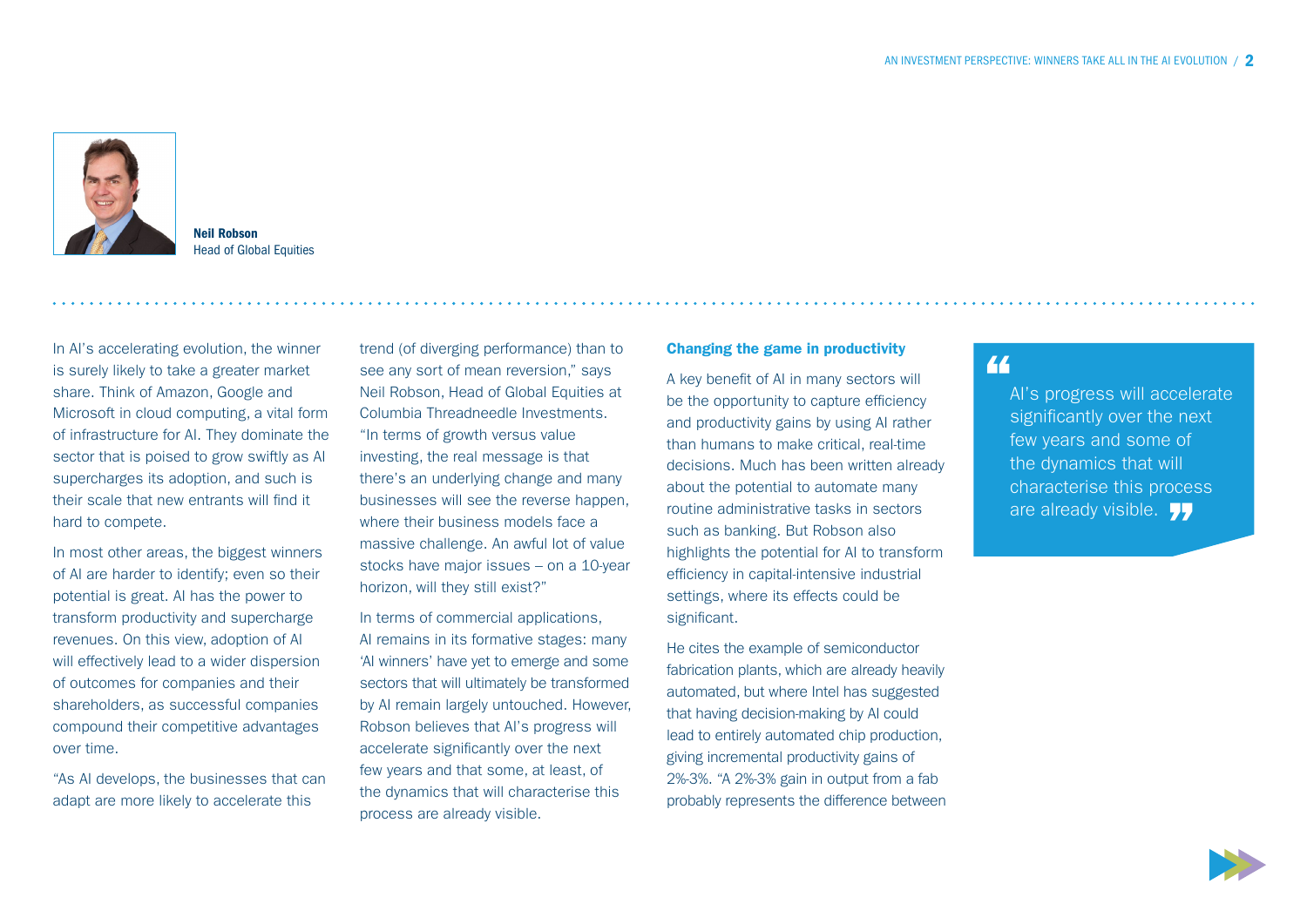**Neil Robson**
Head of Global Equities

In AI's accelerating evolution, the winner is surely likely to take a greater market share. Think of Amazon, Google and Microsoft in cloud computing, a vital form of infrastructure for AI. They dominate the sector that is poised to grow swiftly as AI supercharges its adoption, and such is their scale that new entrants will find it hard to compete.

In most other areas, the biggest winners of AI are harder to identify; even so their potential is great. AI has the power to transform productivity and supercharge revenues. On this view, adoption of AI will effectively lead to a wider dispersion of outcomes for companies and their shareholders, as successful companies compound their competitive advantages over time.

"As AI develops, the businesses that can adapt are more likely to accelerate this trend (of diverging performance) than to see any sort of mean reversion," says Neil Robson, Head of Global Equities at Columbia Threadneedle Investments. "In terms of growth versus value investing, the real message is that there's an underlying change and many businesses will see the reverse happen, where their business models face a massive challenge. An awful lot of value stocks have major issues – on a 10-year horizon, will they still exist?"

In terms of commercial applications, AI remains in its formative stages: many 'AI winners' have yet to emerge and some sectors that will ultimately be transformed by AI remain largely untouched. However, Robson believes that AI's progress will accelerate significantly over the next few years and that some, at least, of the dynamics that will characterise this process are already visible.

### Changing the game in productivity

A key benefit of AI in many sectors will be the opportunity to capture efficiency and productivity gains by using AI rather than humans to make critical, real-time decisions. Much has been written already about the potential to automate many routine administrative tasks in sectors such as banking. But Robson also highlights the potential for AI to transform efficiency in capital-intensive industrial settings, where its effects could be significant.

He cites the example of semiconductor fabrication plants, which are already heavily automated, but where Intel has suggested that having decision-making by AI could lead to entirely automated chip production, giving incremental productivity gains of 2%-3%. "A 2%-3% gain in output from a fab probably represents the difference between

> "AI's progress will accelerate significantly over the next few years and some of the dynamics that will characterise this process are already visible."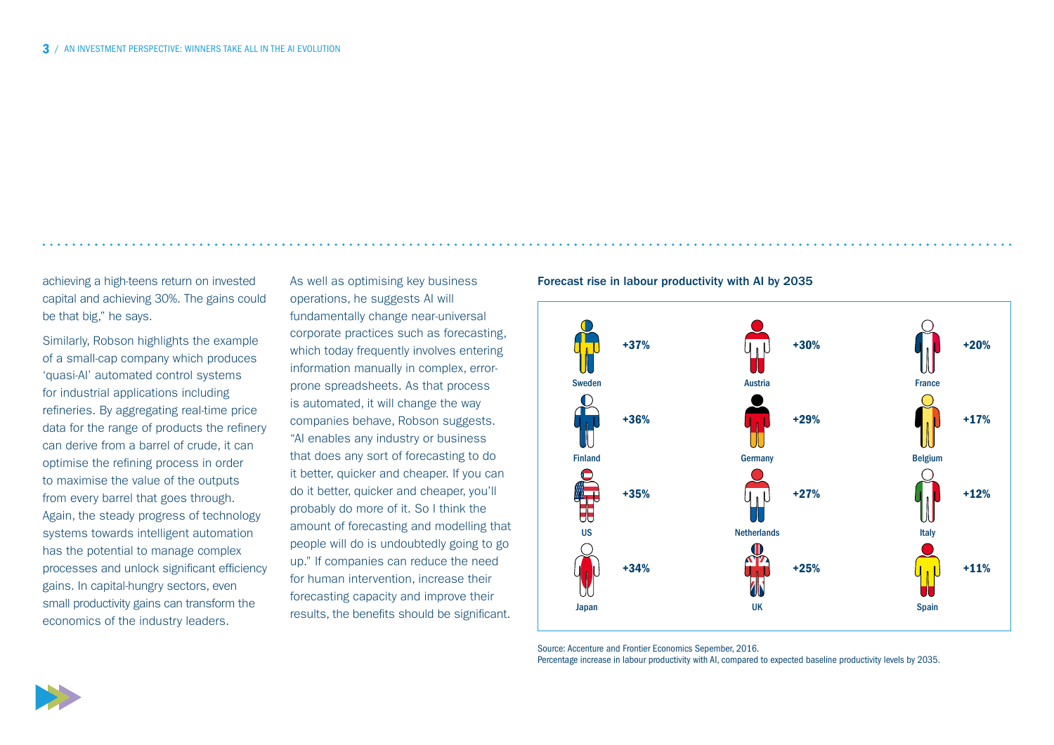achieving a high-teens return on invested capital and achieving 30%. The gains could be that big," he says.

Similarly, Robson highlights the example of a small-cap company which produces 'quasi-AI' automated control systems for industrial applications including refineries. By aggregating real-time price data for the range of products the refinery can derive from a barrel of crude, it can optimise the refining process in order to maximise the value of the outputs from every barrel that goes through. Again, the steady progress of technology systems towards intelligent automation has the potential to manage complex processes and unlock significant efficiency gains. In capital-hungry sectors, even small productivity gains can transform the economics of the industry leaders.

As well as optimising key business operations, he suggests AI will fundamentally change near-universal corporate practices such as forecasting, which today frequently involves entering information manually in complex, error-prone spreadsheets. As that process is automated, it will change the way companies behave, Robson suggests. "AI enables any industry or business that does any sort of forecasting to do it better, quicker and cheaper. If you can do it better, quicker and cheaper, you'll probably do more of it. So I think the amount of forecasting and modelling that people will do is undoubtedly going to go up." If companies can reduce the need for human intervention, increase their forecasting capacity and improve their results, the benefits should be significant.

**Forecast rise in labour productivity with AI by 2035**

| Country | Rise | Country | Rise | Country | Rise |
|---|---|---|---|---|---|
| Sweden | +37% | Austria | +30% | France | +20% |
| Finland | +36% | Germany | +29% | Belgium | +17% |
| US | +35% | Netherlands | +27% | Italy | +12% |
| Japan | +34% | UK | +25% | Spain | +11% |

Source: Accenture and Frontier Economics Sepember, 2016.
Percentage increase in labour productivity with AI, compared to expected baseline productivity levels by 2035.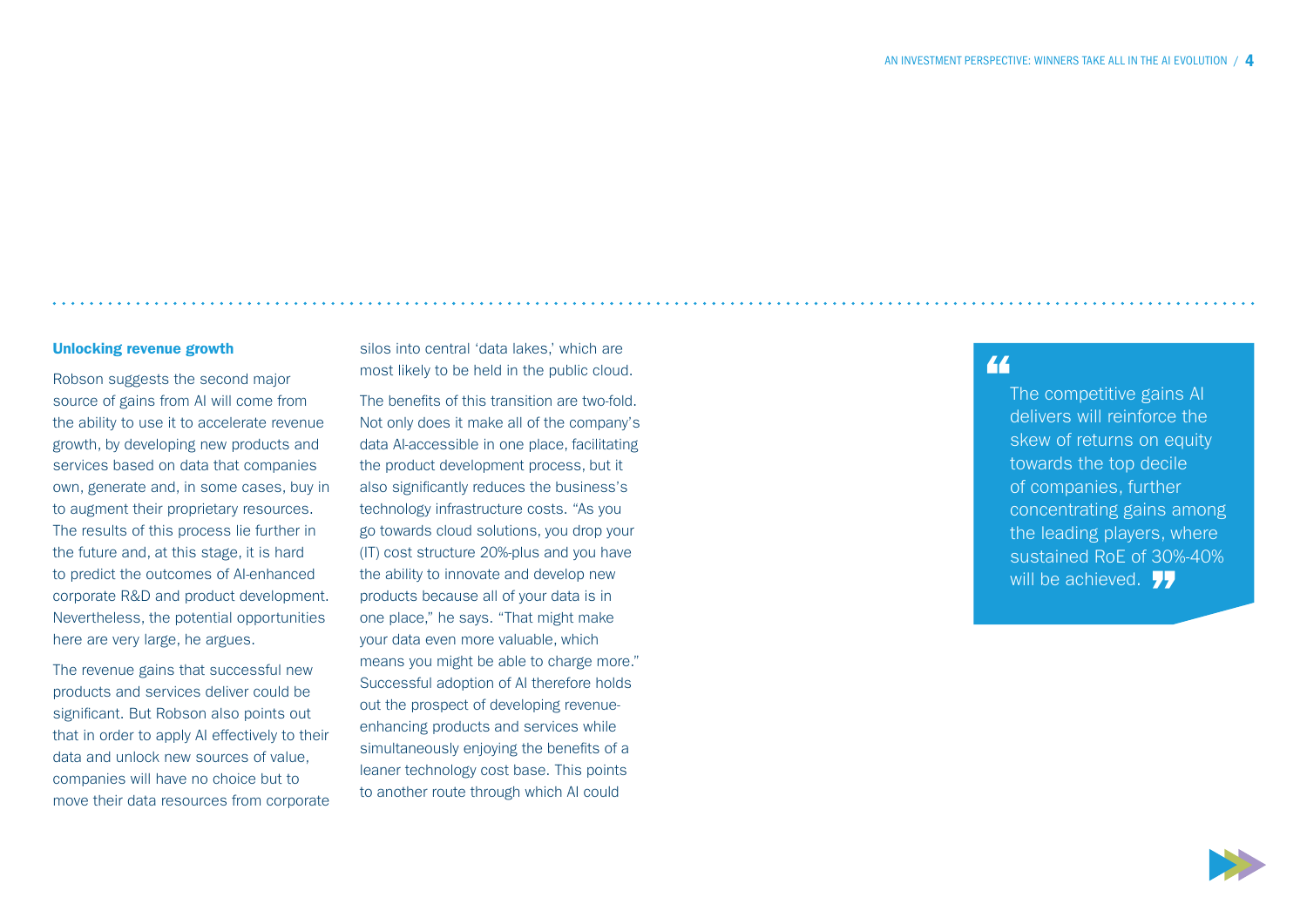### Unlocking revenue growth

Robson suggests the second major source of gains from AI will come from the ability to use it to accelerate revenue growth, by developing new products and services based on data that companies own, generate and, in some cases, buy in to augment their proprietary resources. The results of this process lie further in the future and, at this stage, it is hard to predict the outcomes of AI-enhanced corporate R&D and product development. Nevertheless, the potential opportunities here are very large, he argues.

The revenue gains that successful new products and services deliver could be significant. But Robson also points out that in order to apply AI effectively to their data and unlock new sources of value, companies will have no choice but to move their data resources from corporate silos into central 'data lakes,' which are most likely to be held in the public cloud.

The benefits of this transition are two-fold. Not only does it make all of the company's data AI-accessible in one place, facilitating the product development process, but it also significantly reduces the business's technology infrastructure costs. "As you go towards cloud solutions, you drop your (IT) cost structure 20%-plus and you have the ability to innovate and develop new products because all of your data is in one place," he says. "That might make your data even more valuable, which means you might be able to charge more." Successful adoption of AI therefore holds out the prospect of developing revenue-enhancing products and services while simultaneously enjoying the benefits of a leaner technology cost base. This points to another route through which AI could

> "The competitive gains AI delivers will reinforce the skew of returns on equity towards the top decile of companies, further concentrating gains among the leading players, where sustained RoE of 30%-40% will be achieved."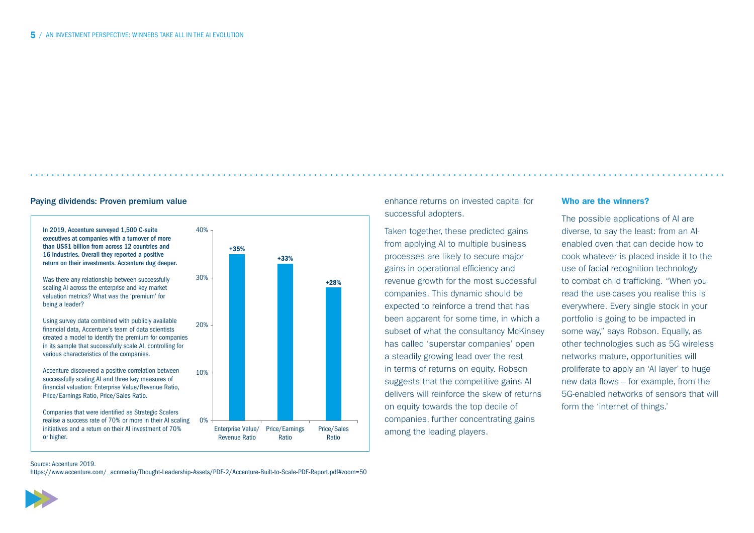## Paying dividends: Proven premium value

**In 2019, Accenture surveyed 1,500 C-suite executives at companies with a turnover of more than US$1 billion from across 12 countries and 16 industries. Overall they reported a positive return on their investments. Accenture dug deeper.**

Was there any relationship between successfully scaling AI across the enterprise and key market valuation metrics? What was the 'premium' for being a leader?

Using survey data combined with publicly available financial data, Accenture's team of data scientists created a model to identify the premium for companies in its sample that successfully scale AI, controlling for various characteristics of the companies.

Accenture discovered a positive correlation between successfully scaling AI and three key measures of financial valuation: Enterprise Value/Revenue Ratio, Price/Earnings Ratio, Price/Sales Ratio.

Companies that were identified as Strategic Scalers realise a success rate of 70% or more in their AI scaling initiatives and a return on their AI investment of 70% or higher.

| Measure | Premium |
| --- | --- |
| Enterprise Value/Revenue Ratio | +35% |
| Price/Earnings Ratio | +33% |
| Price/Sales Ratio | +28% |

Source: Accenture 2019.
https://www.accenture.com/_acnmedia/Thought-Leadership-Assets/PDF-2/Accenture-Built-to-Scale-PDF-Report.pdf#zoom=50

enhance returns on invested capital for successful adopters.

Taken together, these predicted gains from applying AI to multiple business processes are likely to secure major gains in operational efficiency and revenue growth for the most successful companies. This dynamic should be expected to reinforce a trend that has been apparent for some time, in which a subset of what the consultancy McKinsey has called 'superstar companies' open a steadily growing lead over the rest in terms of returns on equity. Robson suggests that the competitive gains AI delivers will reinforce the skew of returns on equity towards the top decile of companies, further concentrating gains among the leading players.

### Who are the winners?

The possible applications of AI are diverse, to say the least: from an AI-enabled oven that can decide how to cook whatever is placed inside it to the use of facial recognition technology to combat child trafficking. "When you read the use-cases you realise this is everywhere. Every single stock in your portfolio is going to be impacted in some way," says Robson. Equally, as other technologies such as 5G wireless networks mature, opportunities will proliferate to apply an 'AI layer' to huge new data flows – for example, from the 5G-enabled networks of sensors that will form the 'internet of things.'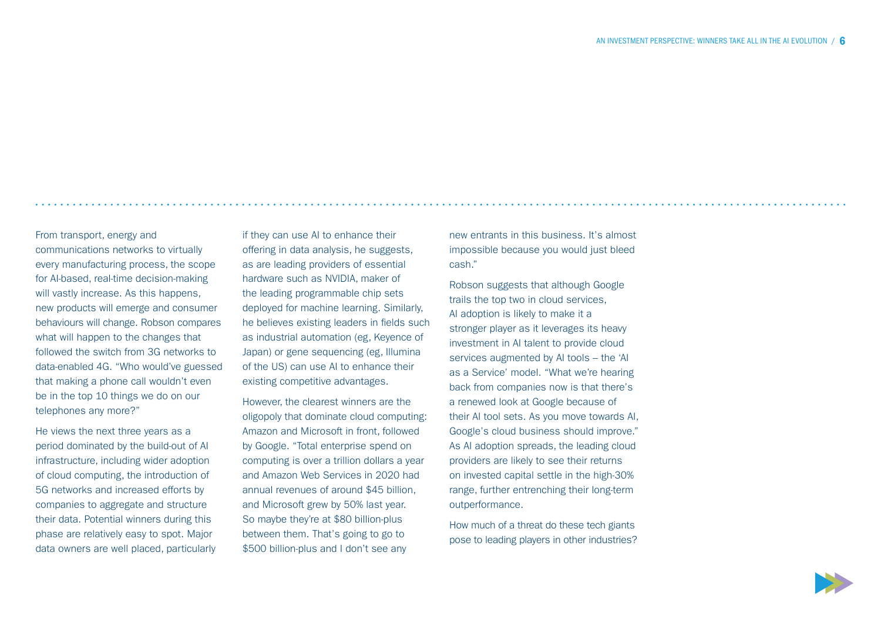From transport, energy and communications networks to virtually every manufacturing process, the scope for AI-based, real-time decision-making will vastly increase. As this happens, new products will emerge and consumer behaviours will change. Robson compares what will happen to the changes that followed the switch from 3G networks to data-enabled 4G. "Who would've guessed that making a phone call wouldn't even be in the top 10 things we do on our telephones any more?"

He views the next three years as a period dominated by the build-out of AI infrastructure, including wider adoption of cloud computing, the introduction of 5G networks and increased efforts by companies to aggregate and structure their data. Potential winners during this phase are relatively easy to spot. Major data owners are well placed, particularly if they can use AI to enhance their offering in data analysis, he suggests, as are leading providers of essential hardware such as NVIDIA, maker of the leading programmable chip sets deployed for machine learning. Similarly, he believes existing leaders in fields such as industrial automation (eg, Keyence of Japan) or gene sequencing (eg, Illumina of the US) can use AI to enhance their existing competitive advantages.

However, the clearest winners are the oligopoly that dominate cloud computing: Amazon and Microsoft in front, followed by Google. "Total enterprise spend on computing is over a trillion dollars a year and Amazon Web Services in 2020 had annual revenues of around $45 billion, and Microsoft grew by 50% last year. So maybe they're at $80 billion-plus between them. That's going to go to $500 billion-plus and I don't see any new entrants in this business. It's almost impossible because you would just bleed cash."

Robson suggests that although Google trails the top two in cloud services, AI adoption is likely to make it a stronger player as it leverages its heavy investment in AI talent to provide cloud services augmented by AI tools – the 'AI as a Service' model. "What we're hearing back from companies now is that there's a renewed look at Google because of their AI tool sets. As you move towards AI, Google's cloud business should improve." As AI adoption spreads, the leading cloud providers are likely to see their returns on invested capital settle in the high-30% range, further entrenching their long-term outperformance.

How much of a threat do these tech giants pose to leading players in other industries?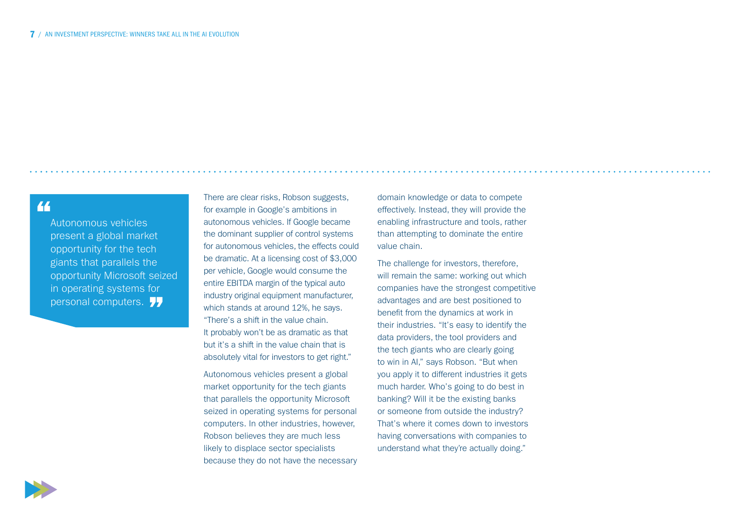> Autonomous vehicles present a global market opportunity for the tech giants that parallels the opportunity Microsoft seized in operating systems for personal computers.

There are clear risks, Robson suggests, for example in Google's ambitions in autonomous vehicles. If Google became the dominant supplier of control systems for autonomous vehicles, the effects could be dramatic. At a licensing cost of $3,000 per vehicle, Google would consume the entire EBITDA margin of the typical auto industry original equipment manufacturer, which stands at around 12%, he says. "There's a shift in the value chain. It probably won't be as dramatic as that but it's a shift in the value chain that is absolutely vital for investors to get right."

Autonomous vehicles present a global market opportunity for the tech giants that parallels the opportunity Microsoft seized in operating systems for personal computers. In other industries, however, Robson believes they are much less likely to displace sector specialists because they do not have the necessary domain knowledge or data to compete effectively. Instead, they will provide the enabling infrastructure and tools, rather than attempting to dominate the entire value chain.

The challenge for investors, therefore, will remain the same: working out which companies have the strongest competitive advantages and are best positioned to benefit from the dynamics at work in their industries. "It's easy to identify the data providers, the tool providers and the tech giants who are clearly going to win in AI," says Robson. "But when you apply it to different industries it gets much harder. Who's going to do best in banking? Will it be the existing banks or someone from outside the industry? That's where it comes down to investors having conversations with companies to understand what they're actually doing."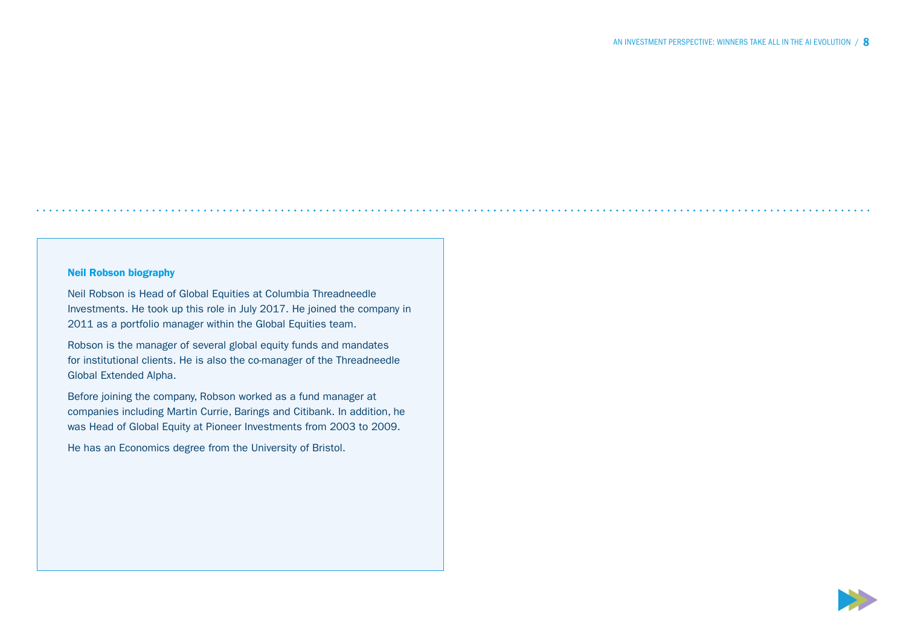### Neil Robson biography

Neil Robson is Head of Global Equities at Columbia Threadneedle Investments. He took up this role in July 2017. He joined the company in 2011 as a portfolio manager within the Global Equities team.

Robson is the manager of several global equity funds and mandates for institutional clients. He is also the co-manager of the Threadneedle Global Extended Alpha.

Before joining the company, Robson worked as a fund manager at companies including Martin Currie, Barings and Citibank. In addition, he was Head of Global Equity at Pioneer Investments from 2003 to 2009.

He has an Economics degree from the University of Bristol.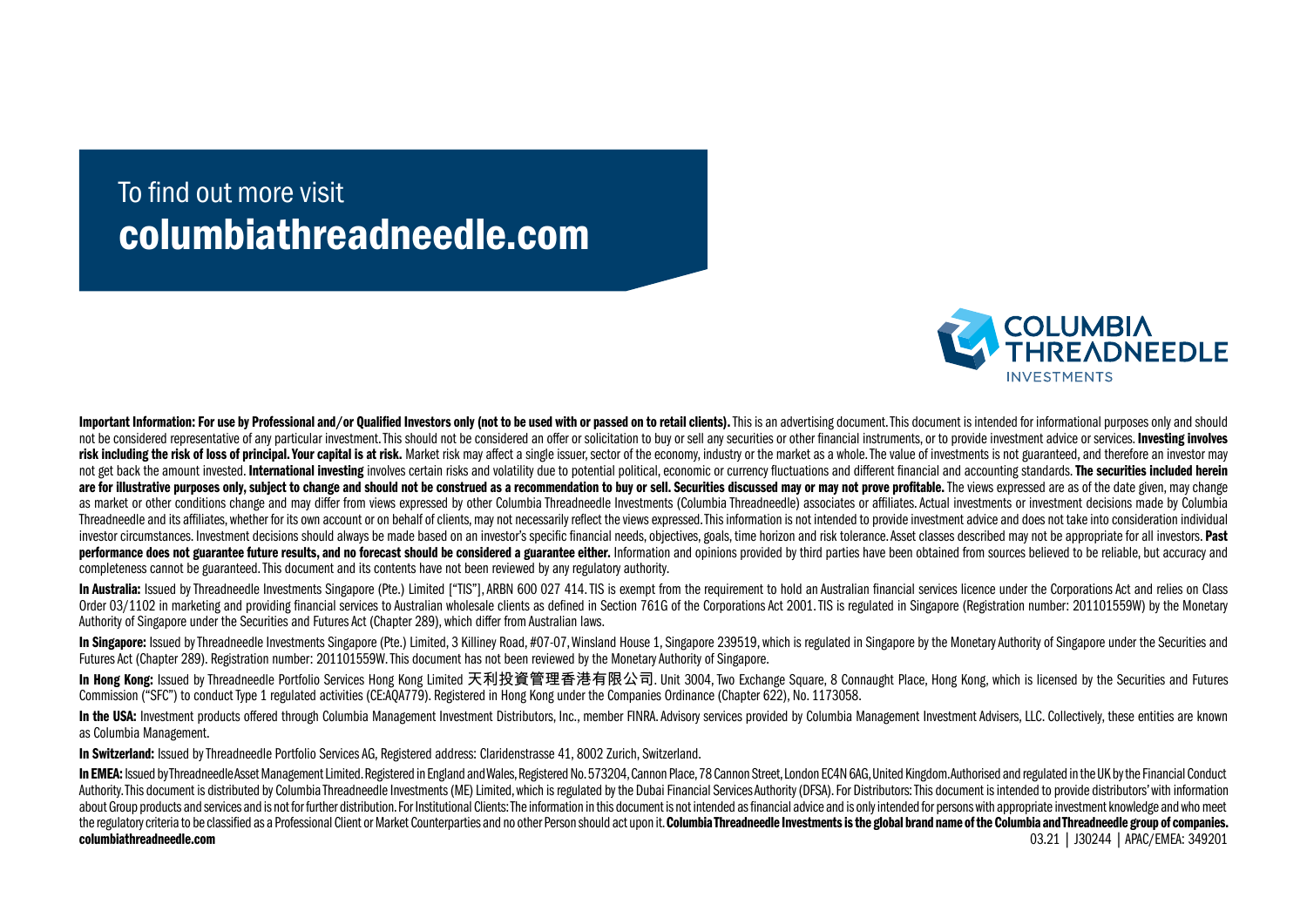To find out more visit

## columbiathreadneedle.com

COLUMBIA THREADNEEDLE INVESTMENTS

**Important Information: For use by Professional and/or Qualified Investors only (not to be used with or passed on to retail clients).** This is an advertising document. This document is intended for informational purposes only and should not be considered representative of any particular investment. This should not be considered an offer or solicitation to buy or sell any securities or other financial instruments, or to provide investment advice or services. **Investing involves risk including the risk of loss of principal. Your capital is at risk.** Market risk may affect a single issuer, sector of the economy, industry or the market as a whole. The value of investments is not guaranteed, and therefore an investor may not get back the amount invested. **International investing** involves certain risks and volatility due to potential political, economic or currency fluctuations and different financial and accounting standards. **The securities included herein are for illustrative purposes only, subject to change and should not be construed as a recommendation to buy or sell. Securities discussed may or may not prove profitable.** The views expressed are as of the date given, may change as market or other conditions change and may differ from views expressed by other Columbia Threadneedle Investments (Columbia Threadneedle) associates or affiliates. Actual investments or investment decisions made by Columbia Threadneedle and its affiliates, whether for its own account or on behalf of clients, may not necessarily reflect the views expressed. This information is not intended to provide investment advice and does not take into consideration individual investor circumstances. Investment decisions should always be made based on an investor's specific financial needs, objectives, goals, time horizon and risk tolerance. Asset classes described may not be appropriate for all investors. **Past performance does not guarantee future results, and no forecast should be considered a guarantee either.** Information and opinions provided by third parties have been obtained from sources believed to be reliable, but accuracy and completeness cannot be guaranteed. This document and its contents have not been reviewed by any regulatory authority.

**In Australia:** Issued by Threadneedle Investments Singapore (Pte.) Limited ["TIS"], ARBN 600 027 414. TIS is exempt from the requirement to hold an Australian financial services licence under the Corporations Act and relies on Class Order 03/1102 in marketing and providing financial services to Australian wholesale clients as defined in Section 761G of the Corporations Act 2001. TIS is regulated in Singapore (Registration number: 201101559W) by the Monetary Authority of Singapore under the Securities and Futures Act (Chapter 289), which differ from Australian laws.

**In Singapore:** Issued by Threadneedle Investments Singapore (Pte.) Limited, 3 Killiney Road, #07-07, Winsland House 1, Singapore 239519, which is regulated in Singapore by the Monetary Authority of Singapore under the Securities and Futures Act (Chapter 289). Registration number: 201101559W. This document has not been reviewed by the Monetary Authority of Singapore.

**In Hong Kong:** Issued by Threadneedle Portfolio Services Hong Kong Limited 天利投資管理香港有限公司. Unit 3004, Two Exchange Square, 8 Connaught Place, Hong Kong, which is licensed by the Securities and Futures Commission ("SFC") to conduct Type 1 regulated activities (CE:AQA779). Registered in Hong Kong under the Companies Ordinance (Chapter 622), No. 1173058.

**In the USA:** Investment products offered through Columbia Management Investment Distributors, Inc., member FINRA. Advisory services provided by Columbia Management Investment Advisers, LLC. Collectively, these entities are known as Columbia Management.

**In Switzerland:** Issued by Threadneedle Portfolio Services AG, Registered address: Claridenstrasse 41, 8002 Zurich, Switzerland.

**In EMEA:** Issued by Threadneedle Asset Management Limited. Registered in England and Wales, Registered No. 573204, Cannon Place, 78 Cannon Street, London EC4N 6AG, United Kingdom. Authorised and regulated in the UK by the Financial Conduct Authority. This document is distributed by Columbia Threadneedle Investments (ME) Limited, which is regulated by the Dubai Financial Services Authority (DFSA). For Distributors: This document is intended to provide distributors' with information about Group products and services and is not for further distribution. For Institutional Clients: The information in this document is not intended as financial advice and is only intended for persons with appropriate investment knowledge and who meet the regulatory criteria to be classified as a Professional Client or Market Counterparties and no other Person should act upon it. **Columbia Threadneedle Investments is the global brand name of the Columbia and Threadneedle group of companies.**

**columbiathreadneedle.com**

03.21 | J30244 | APAC/EMEA: 349201